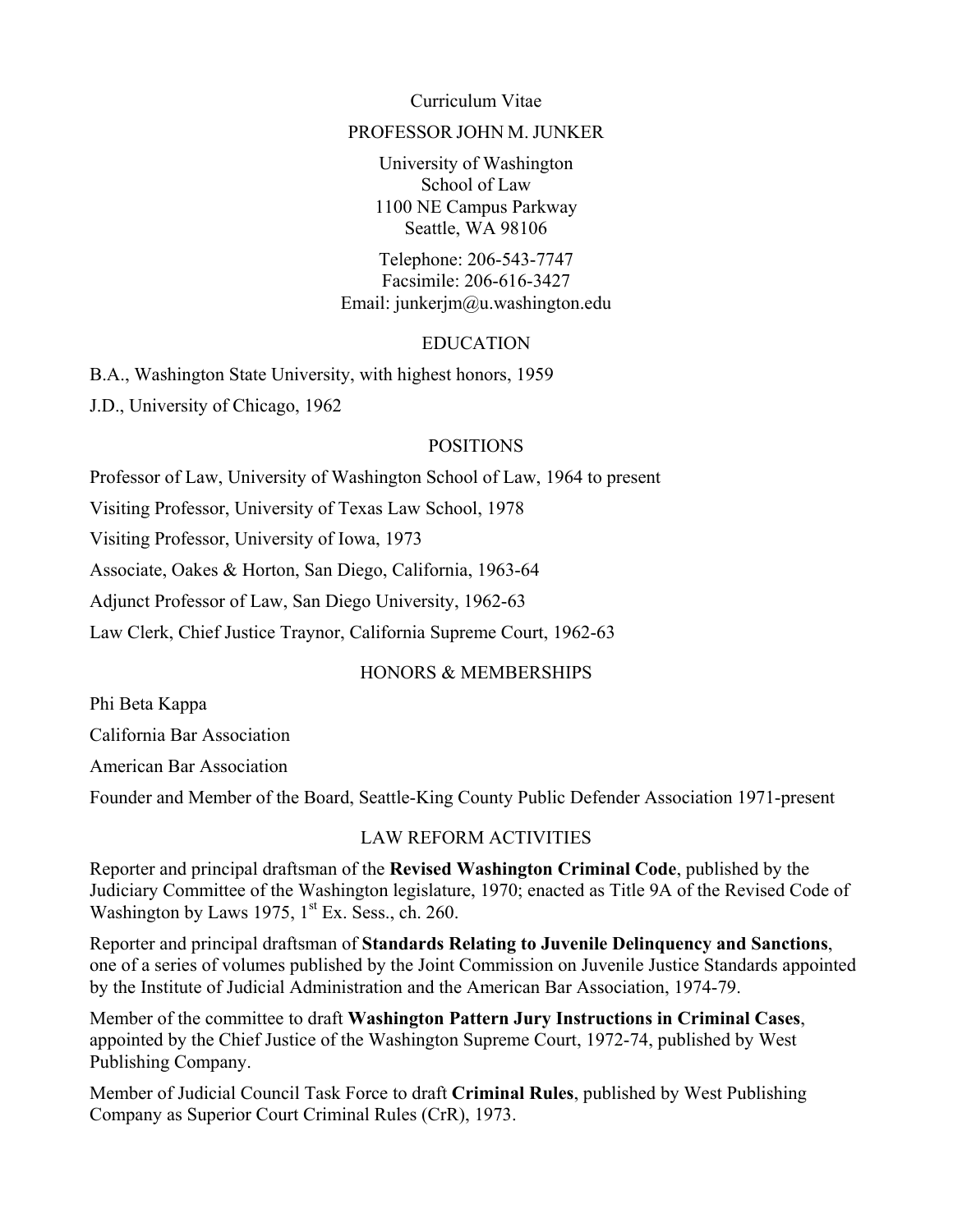# Curriculum Vitae

## PROFESSOR JOHN M. JUNKER

University of Washington  
School of Law  
1100 NE Campus Parkway  
Seattle, WA 98106

Telephone: 206-543-7747  
Facsimile: 206-616-3427  
Email: junkerjm@u.washington.edu

## EDUCATION

B.A., Washington State University, with highest honors, 1959

J.D., University of Chicago, 1962

## POSITIONS

Professor of Law, University of Washington School of Law, 1964 to present

Visiting Professor, University of Texas Law School, 1978

Visiting Professor, University of Iowa, 1973

Associate, Oakes & Horton, San Diego, California, 1963-64

Adjunct Professor of Law, San Diego University, 1962-63

Law Clerk, Chief Justice Traynor, California Supreme Court, 1962-63

## HONORS & MEMBERSHIPS

Phi Beta Kappa

California Bar Association

American Bar Association

Founder and Member of the Board, Seattle-King County Public Defender Association 1971-present

## LAW REFORM ACTIVITIES

Reporter and principal draftsman of the **Revised Washington Criminal Code**, published by the Judiciary Committee of the Washington legislature, 1970; enacted as Title 9A of the Revised Code of Washington by Laws 1975, 1st Ex. Sess., ch. 260.

Reporter and principal draftsman of **Standards Relating to Juvenile Delinquency and Sanctions**, one of a series of volumes published by the Joint Commission on Juvenile Justice Standards appointed by the Institute of Judicial Administration and the American Bar Association, 1974-79.

Member of the committee to draft **Washington Pattern Jury Instructions in Criminal Cases**, appointed by the Chief Justice of the Washington Supreme Court, 1972-74, published by West Publishing Company.

Member of Judicial Council Task Force to draft **Criminal Rules**, published by West Publishing Company as Superior Court Criminal Rules (CrR), 1973.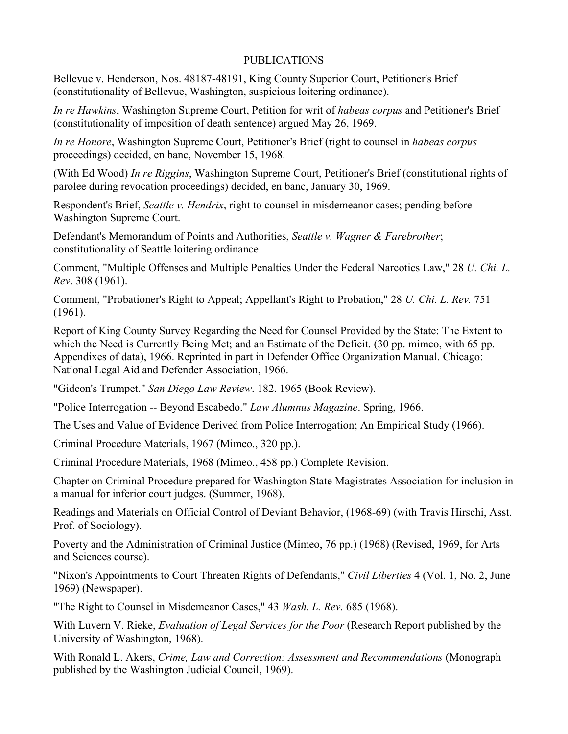# PUBLICATIONS

Bellevue v. Henderson, Nos. 48187-48191, King County Superior Court, Petitioner's Brief (constitutionality of Bellevue, Washington, suspicious loitering ordinance).

*In re Hawkins*, Washington Supreme Court, Petition for writ of *habeas corpus* and Petitioner's Brief (constitutionality of imposition of death sentence) argued May 26, 1969.

*In re Honore*, Washington Supreme Court, Petitioner's Brief (right to counsel in *habeas corpus* proceedings) decided, en banc, November 15, 1968.

(With Ed Wood) *In re Riggins*, Washington Supreme Court, Petitioner's Brief (constitutional rights of parolee during revocation proceedings) decided, en banc, January 30, 1969.

Respondent's Brief, *Seattle v. Hendrix*, right to counsel in misdemeanor cases; pending before Washington Supreme Court.

Defendant's Memorandum of Points and Authorities, *Seattle v. Wagner & Farebrother*; constitutionality of Seattle loitering ordinance.

Comment, "Multiple Offenses and Multiple Penalties Under the Federal Narcotics Law," 28 *U. Chi. L. Rev*. 308 (1961).

Comment, "Probationer's Right to Appeal; Appellant's Right to Probation," 28 *U. Chi. L. Rev.* 751 (1961).

Report of King County Survey Regarding the Need for Counsel Provided by the State: The Extent to which the Need is Currently Being Met; and an Estimate of the Deficit. (30 pp. mimeo, with 65 pp. Appendixes of data), 1966. Reprinted in part in Defender Office Organization Manual. Chicago: National Legal Aid and Defender Association, 1966.

"Gideon's Trumpet." *San Diego Law Review*. 182. 1965 (Book Review).

"Police Interrogation -- Beyond Escabedo." *Law Alumnus Magazine*. Spring, 1966.

The Uses and Value of Evidence Derived from Police Interrogation; An Empirical Study (1966).

Criminal Procedure Materials, 1967 (Mimeo., 320 pp.).

Criminal Procedure Materials, 1968 (Mimeo., 458 pp.) Complete Revision.

Chapter on Criminal Procedure prepared for Washington State Magistrates Association for inclusion in a manual for inferior court judges. (Summer, 1968).

Readings and Materials on Official Control of Deviant Behavior, (1968-69) (with Travis Hirschi, Asst. Prof. of Sociology).

Poverty and the Administration of Criminal Justice (Mimeo, 76 pp.) (1968) (Revised, 1969, for Arts and Sciences course).

"Nixon's Appointments to Court Threaten Rights of Defendants," *Civil Liberties* 4 (Vol. 1, No. 2, June 1969) (Newspaper).

"The Right to Counsel in Misdemeanor Cases," 43 *Wash. L. Rev.* 685 (1968).

With Luvern V. Rieke, *Evaluation of Legal Services for the Poor* (Research Report published by the University of Washington, 1968).

With Ronald L. Akers, *Crime, Law and Correction: Assessment and Recommendations* (Monograph published by the Washington Judicial Council, 1969).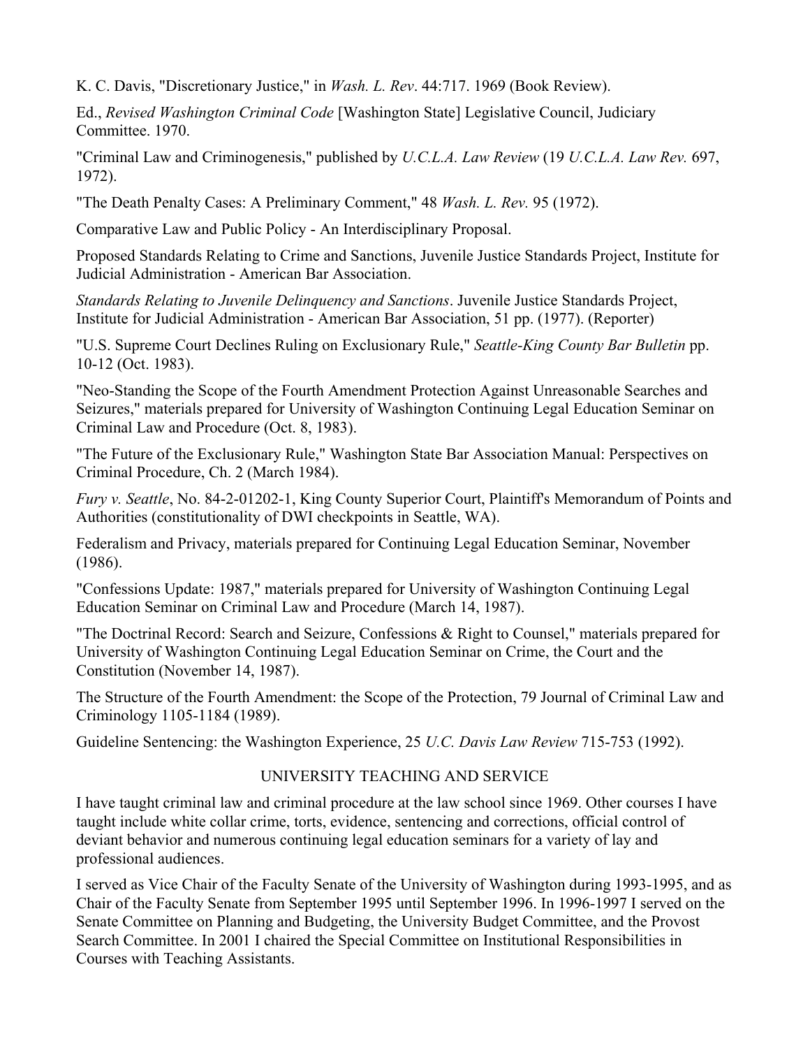K. C. Davis, "Discretionary Justice," in *Wash. L. Rev*. 44:717. 1969 (Book Review).

Ed., *Revised Washington Criminal Code* [Washington State] Legislative Council, Judiciary Committee. 1970.

"Criminal Law and Criminogenesis," published by *U.C.L.A. Law Review* (19 *U.C.L.A. Law Rev.* 697, 1972).

"The Death Penalty Cases: A Preliminary Comment," 48 *Wash. L. Rev.* 95 (1972).

Comparative Law and Public Policy - An Interdisciplinary Proposal.

Proposed Standards Relating to Crime and Sanctions, Juvenile Justice Standards Project, Institute for Judicial Administration - American Bar Association.

*Standards Relating to Juvenile Delinquency and Sanctions*. Juvenile Justice Standards Project, Institute for Judicial Administration - American Bar Association, 51 pp. (1977). (Reporter)

"U.S. Supreme Court Declines Ruling on Exclusionary Rule," *Seattle-King County Bar Bulletin* pp. 10-12 (Oct. 1983).

"Neo-Standing the Scope of the Fourth Amendment Protection Against Unreasonable Searches and Seizures," materials prepared for University of Washington Continuing Legal Education Seminar on Criminal Law and Procedure (Oct. 8, 1983).

"The Future of the Exclusionary Rule," Washington State Bar Association Manual: Perspectives on Criminal Procedure, Ch. 2 (March 1984).

*Fury v. Seattle*, No. 84-2-01202-1, King County Superior Court, Plaintiff's Memorandum of Points and Authorities (constitutionality of DWI checkpoints in Seattle, WA).

Federalism and Privacy, materials prepared for Continuing Legal Education Seminar, November (1986).

"Confessions Update: 1987," materials prepared for University of Washington Continuing Legal Education Seminar on Criminal Law and Procedure (March 14, 1987).

"The Doctrinal Record: Search and Seizure, Confessions & Right to Counsel," materials prepared for University of Washington Continuing Legal Education Seminar on Crime, the Court and the Constitution (November 14, 1987).

The Structure of the Fourth Amendment: the Scope of the Protection, 79 Journal of Criminal Law and Criminology 1105-1184 (1989).

Guideline Sentencing: the Washington Experience, 25 *U.C. Davis Law Review* 715-753 (1992).

## UNIVERSITY TEACHING AND SERVICE

I have taught criminal law and criminal procedure at the law school since 1969. Other courses I have taught include white collar crime, torts, evidence, sentencing and corrections, official control of deviant behavior and numerous continuing legal education seminars for a variety of lay and professional audiences.

I served as Vice Chair of the Faculty Senate of the University of Washington during 1993-1995, and as Chair of the Faculty Senate from September 1995 until September 1996. In 1996-1997 I served on the Senate Committee on Planning and Budgeting, the University Budget Committee, and the Provost Search Committee. In 2001 I chaired the Special Committee on Institutional Responsibilities in Courses with Teaching Assistants.